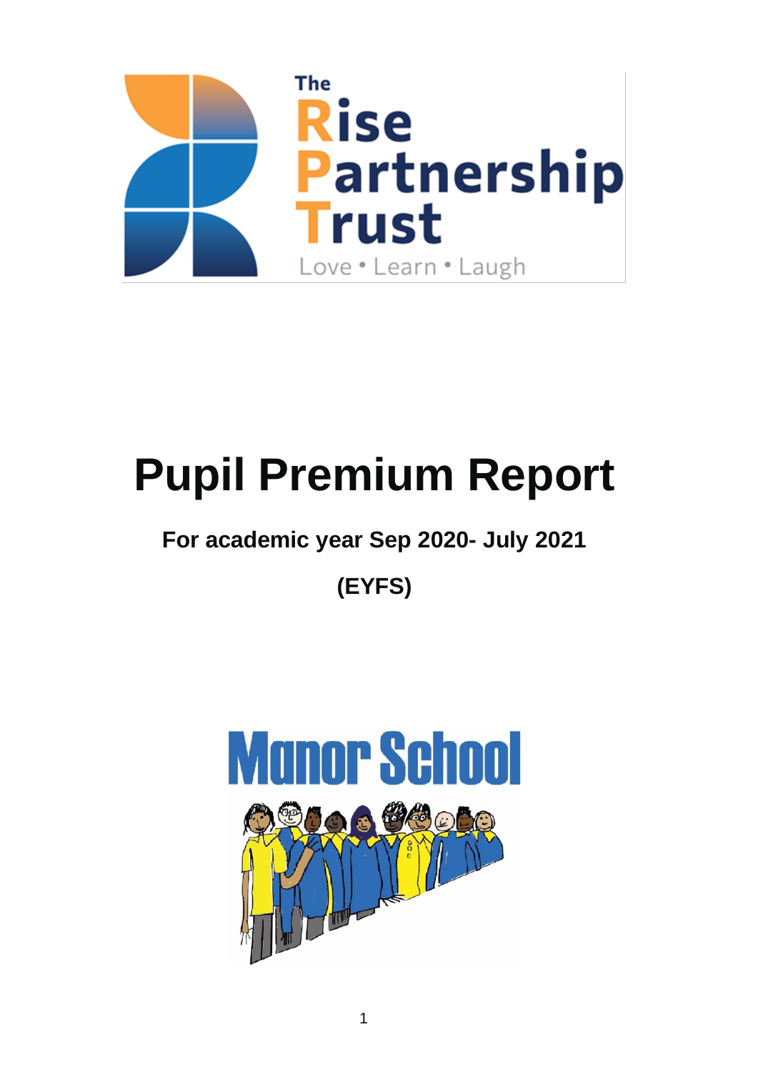The Rise Partnership Trust

Love • Learn • Laugh

# Pupil Premium Report

## For academic year Sep 2020- July 2021

## (EYFS)

Manor School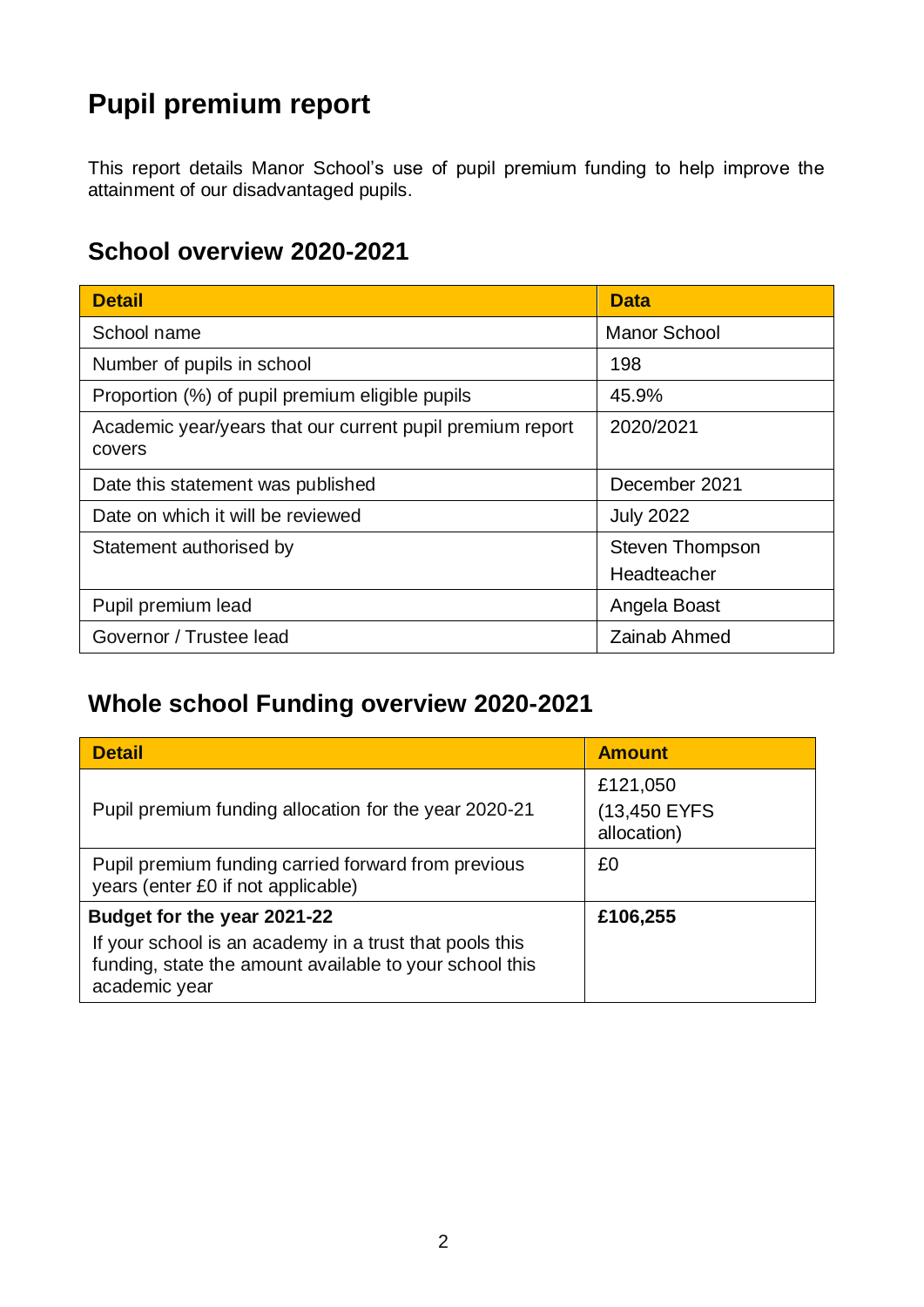# Pupil premium report

This report details Manor School's use of pupil premium funding to help improve the attainment of our disadvantaged pupils.

## School overview 2020-2021

| Detail | Data |
|---|---|
| School name | Manor School |
| Number of pupils in school | 198 |
| Proportion (%) of pupil premium eligible pupils | 45.9% |
| Academic year/years that our current pupil premium report covers | 2020/2021 |
| Date this statement was published | December 2021 |
| Date on which it will be reviewed | July 2022 |
| Statement authorised by | Steven Thompson<br>Headteacher |
| Pupil premium lead | Angela Boast |
| Governor / Trustee lead | Zainab Ahmed |

## Whole school Funding overview 2020-2021

| Detail | Amount |
|---|---|
| Pupil premium funding allocation for the year 2020-21 | £121,050<br>(13,450 EYFS allocation) |
| Pupil premium funding carried forward from previous years (enter £0 if not applicable) | £0 |
| **Budget for the year 2021-22**<br>If your school is an academy in a trust that pools this funding, state the amount available to your school this academic year | **£106,255** |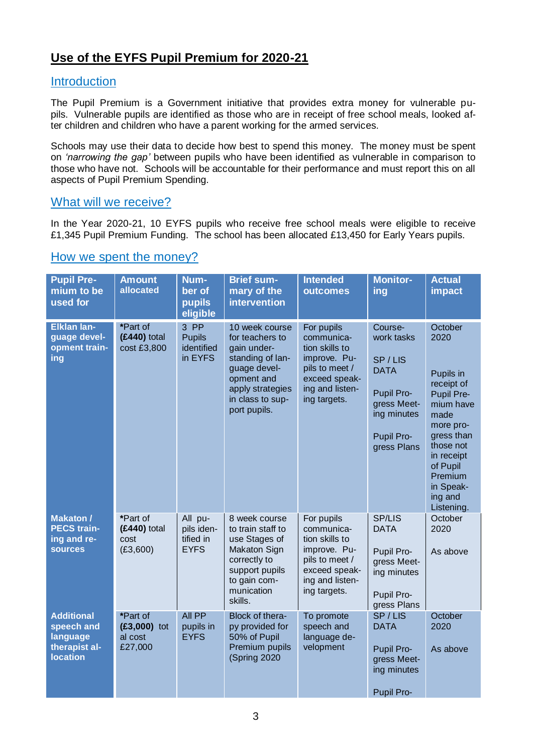# Use of the EYFS Pupil Premium for 2020-21

## Introduction

The Pupil Premium is a Government initiative that provides extra money for vulnerable pupils. Vulnerable pupils are identified as those who are in receipt of free school meals, looked after children and children who have a parent working for the armed services.

Schools may use their data to decide how best to spend this money. The money must be spent on *'narrowing the gap'* between pupils who have been identified as vulnerable in comparison to those who have not. Schools will be accountable for their performance and must report this on all aspects of Pupil Premium Spending.

## What will we receive?

In the Year 2020-21, 10 EYFS pupils who receive free school meals were eligible to receive £1,345 Pupil Premium Funding. The school has been allocated £13,450 for Early Years pupils.

## How we spent the money?

| Pupil Premium to be used for | Amount allocated | Number of pupils eligible | Brief summary of the intervention | Intended outcomes | Monitoring | Actual impact |
|---|---|---|---|---|---|---|
| **Elklan language development training** | *Part of **(£440)** total cost £3,800 | 3 PP Pupils identified in EYFS | 10 week course for teachers to gain understanding of language development and apply strategies in class to support pupils. | For pupils communication skills to improve. Pupils to meet / exceed speaking and listening targets. | Coursework tasks<br><br>SP / LIS DATA<br><br>Pupil Progress Meeting minutes<br><br>Pupil Progress Plans | October 2020<br><br>Pupils in receipt of Pupil Premium have made more progress than those not in receipt of Pupil Premium in Speaking and Listening. |
| **Makaton / PECS training and resources** | *Part of **(£440)** total cost (£3,600) | All pupils identified in EYFS | 8 week course to train staff to use Stages of Makaton Sign correctly to support pupils to gain communication skills. | For pupils communication skills to improve. Pupils to meet / exceed speaking and listening targets. | SP/LIS DATA<br><br>Pupil Progress Meeting minutes<br><br>Pupil Progress Plans | October 2020<br><br>As above |
| **Additional speech and language therapist allocation** | *Part of **(£3,000)** total cost £27,000 | All PP pupils in EYFS | Block of therapy provided for 50% of Pupil Premium pupils (Spring 2020 | To promote speech and language development | SP / LIS DATA<br><br>Pupil Progress Meeting minutes<br><br>Pupil Pro- | October 2020<br><br>As above |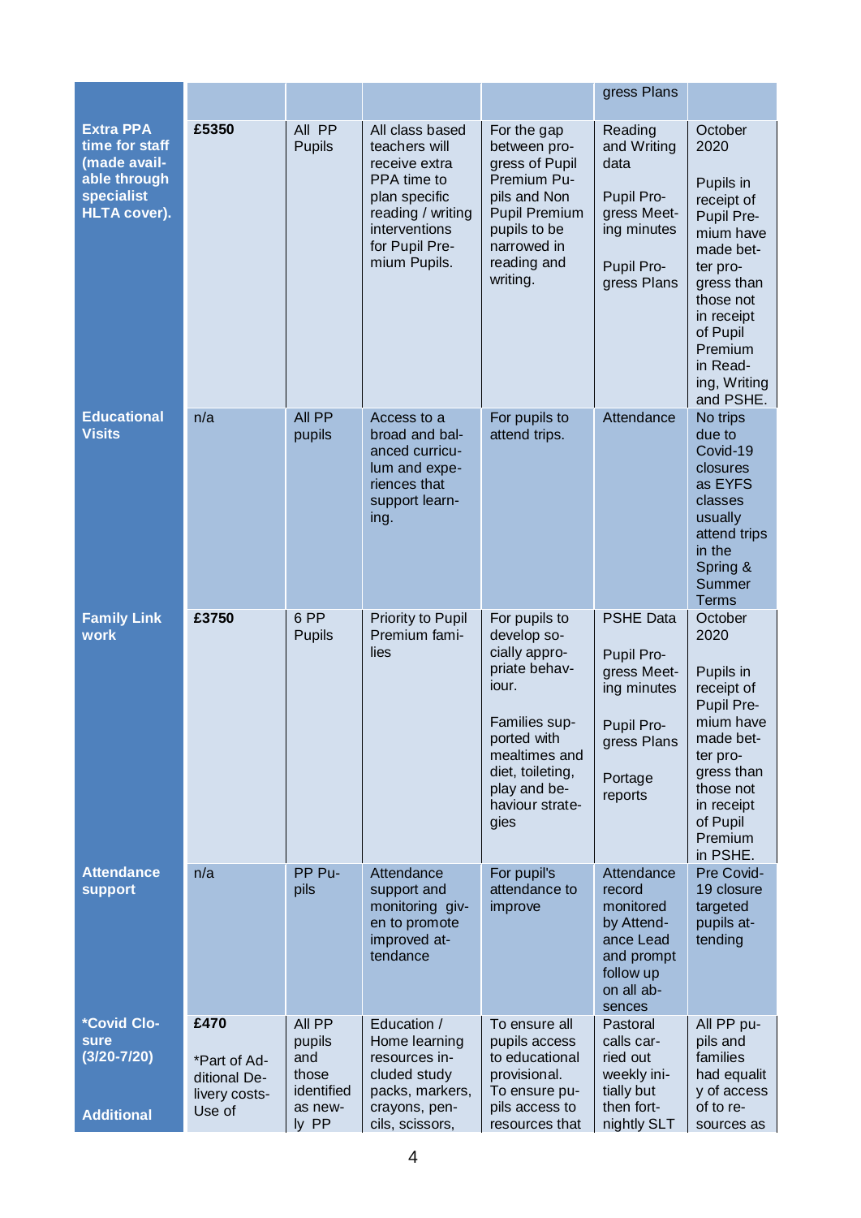| | | | | | | |
|---|---|---|---|---|---|---|
| | | | | | gress Plans | |
| **Extra PPA time for staff (made available through specialist HLTA cover).** | **£5350** | All PP Pupils | All class based teachers will receive extra PPA time to plan specific reading / writing interventions for Pupil Premium Pupils. | For the gap between progress of Pupil Premium Pupils and Non Pupil Premium pupils to be narrowed in reading and writing. | Reading and Writing data<br><br>Pupil Progress Meeting minutes<br><br>Pupil Progress Plans | October 2020<br><br>Pupils in receipt of Pupil Premium have made better progress than those not in receipt of Pupil Premium in Reading, Writing and PSHE. |
| **Educational Visits** | n/a | All PP pupils | Access to a broad and balanced curriculum and experiences that support learning. | For pupils to attend trips. | Attendance | No trips due to Covid-19 closures as EYFS classes usually attend trips in the Spring & Summer Terms |
| **Family Link work** | **£3750** | 6 PP Pupils | Priority to Pupil Premium families | For pupils to develop socially appropriate behaviour.<br><br>Families supported with mealtimes and diet, toileting, play and behaviour strategies | PSHE Data<br><br>Pupil Progress Meeting minutes<br><br>Pupil Progress Plans<br><br>Portage reports | October 2020<br><br>Pupils in receipt of Pupil Premium have made better progress than those not in receipt of Pupil Premium in PSHE. |
| **Attendance support** | n/a | PP Pupils | Attendance support and monitoring given to promote improved attendance | For pupil's attendance to improve | Attendance record monitored by Attendance Lead and prompt follow up on all absences | Pre Covid-19 closure targeted pupils attending |
| **\*Covid Closure (3/20-7/20)**<br><br>**Additional** | **£470**<br><br>\*Part of Additional Delivery costs-Use of | All PP pupils and those identified as newly PP | Education / Home learning resources included study packs, markers, crayons, pencils, scissors, | To ensure all pupils access to educational provisional. To ensure pupils access to resources that | Pastoral calls carried out weekly initially but then fortnightly SLT | All PP pupils and families had equality of access of to resources as |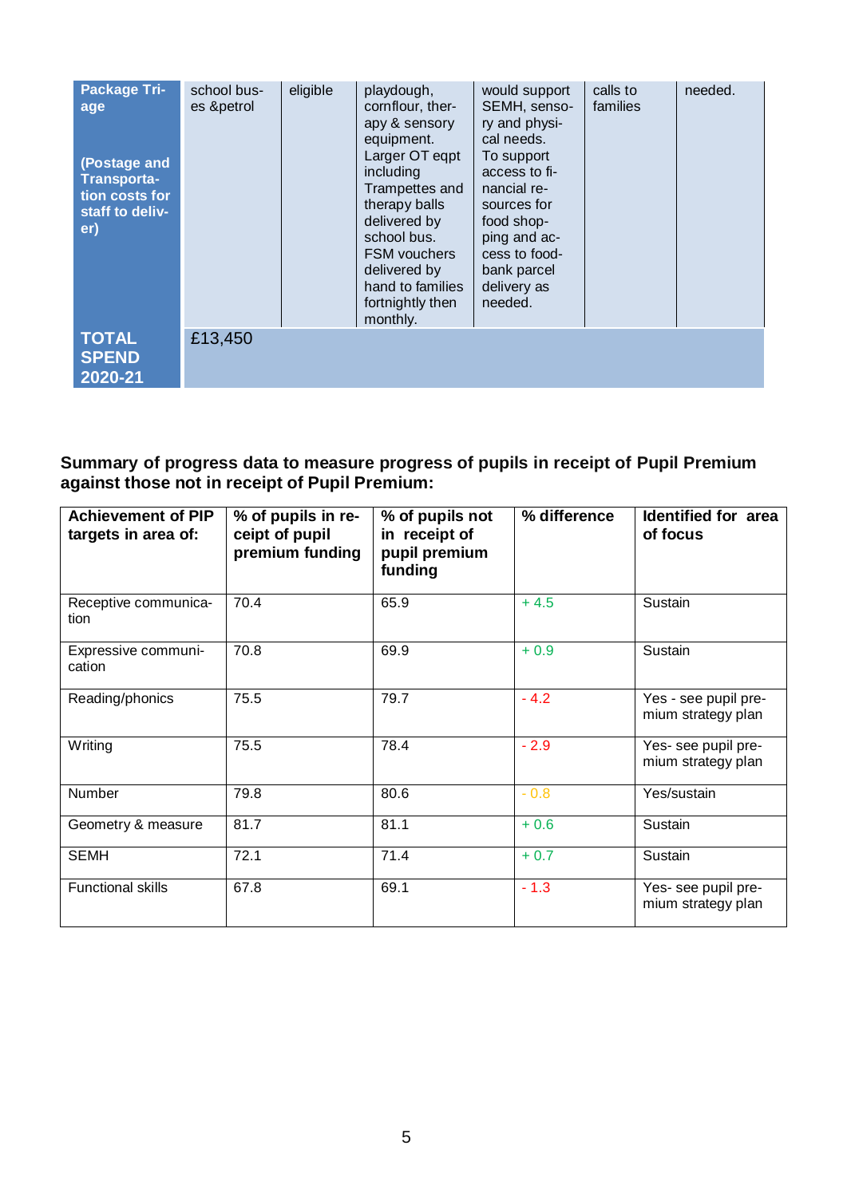| | | | | | | |
|---|---|---|---|---|---|---|
| **Package Triage** **(Postage and Transportation costs for staff to deliver)** | school buses &petrol | eligible | playdough, cornflour, therapy & sensory equipment. Larger OT eqpt including Trampettes and therapy balls delivered by school bus. FSM vouchers delivered by hand to families fortnightly then monthly. | would support SEMH, sensory and physical needs. To support access to financial resources for food shopping and access to foodbank parcel delivery as needed. | calls to families | needed. |
| **TOTAL SPEND 2020-21** | £13,450 | | | | | |

**Summary of progress data to measure progress of pupils in receipt of Pupil Premium against those not in receipt of Pupil Premium:**

| Achievement of PIP targets in area of: | % of pupils in receipt of pupil premium funding | % of pupils not in receipt of pupil premium funding | % difference | Identified for area of focus |
|---|---|---|---|---|
| Receptive communication | 70.4 | 65.9 | + 4.5 | Sustain |
| Expressive communication | 70.8 | 69.9 | + 0.9 | Sustain |
| Reading/phonics | 75.5 | 79.7 | - 4.2 | Yes - see pupil premium strategy plan |
| Writing | 75.5 | 78.4 | - 2.9 | Yes- see pupil premium strategy plan |
| Number | 79.8 | 80.6 | - 0.8 | Yes/sustain |
| Geometry & measure | 81.7 | 81.1 | + 0.6 | Sustain |
| SEMH | 72.1 | 71.4 | + 0.7 | Sustain |
| Functional skills | 67.8 | 69.1 | - 1.3 | Yes- see pupil premium strategy plan |